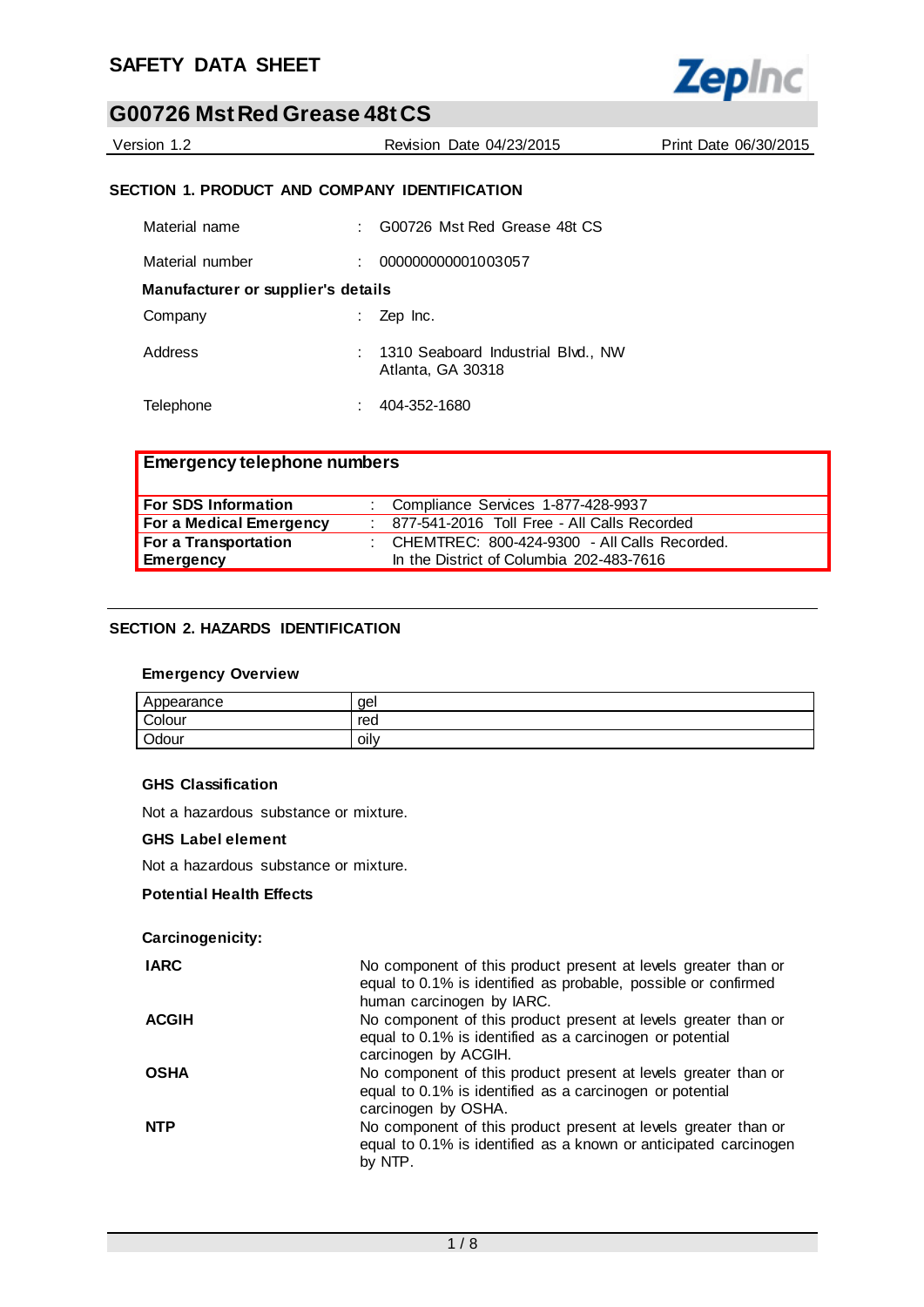# SAFETY DATA SHEET

## G00726 Mst Red Grease 48t CS

Version 1.2 | Revision Date 04/23/2015 | Print Date 06/30/2015

### SECTION 1. PRODUCT AND COMPANY IDENTIFICATION

Material name : G00726 Mst Red Grease 48t CS

Material number : 000000000001003057

**Manufacturer or supplier's details**

Company : Zep Inc.

Address : 1310 Seaboard Industrial Blvd., NW
Atlanta, GA 30318

Telephone : 404-352-1680

| **Emergency telephone numbers** | |
|---|---|
| **For SDS Information** | : Compliance Services 1-877-428-9937 |
| **For a Medical Emergency** | : 877-541-2016 Toll Free - All Calls Recorded |
| **For a Transportation Emergency** | : CHEMTREC: 800-424-9300 - All Calls Recorded. In the District of Columbia 202-483-7616 |

### SECTION 2. HAZARDS IDENTIFICATION

**Emergency Overview**

| Appearance | gel |
|---|---|
| Colour | red |
| Odour | oily |

**GHS Classification**

Not a hazardous substance or mixture.

**GHS Label element**

Not a hazardous substance or mixture.

**Potential Health Effects**

**Carcinogenicity:**

**IARC** No component of this product present at levels greater than or equal to 0.1% is identified as probable, possible or confirmed human carcinogen by IARC.

**ACGIH** No component of this product present at levels greater than or equal to 0.1% is identified as a carcinogen or potential carcinogen by ACGIH.

**OSHA** No component of this product present at levels greater than or equal to 0.1% is identified as a carcinogen or potential carcinogen by OSHA.

**NTP** No component of this product present at levels greater than or equal to 0.1% is identified as a known or anticipated carcinogen by NTP.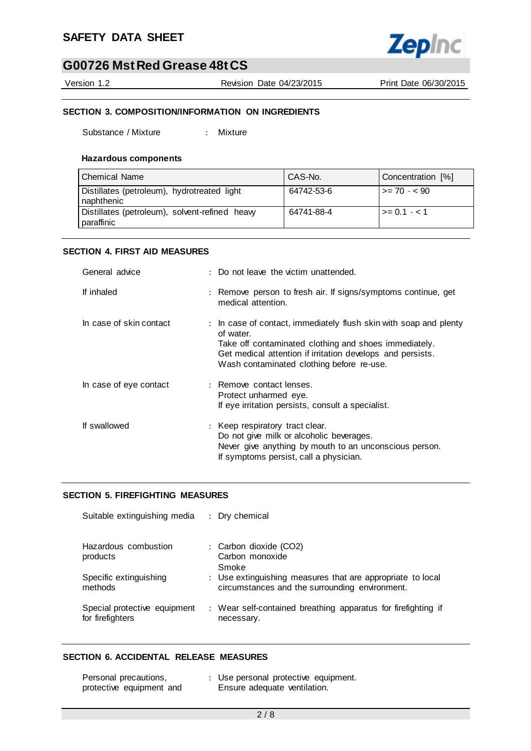## SECTION 3. COMPOSITION/INFORMATION ON INGREDIENTS

Substance / Mixture : Mixture

**Hazardous components**

| Chemical Name | CAS-No. | Concentration [%] |
|---|---|---|
| Distillates (petroleum), hydrotreated light naphthenic | 64742-53-6 | >= 70 - < 90 |
| Distillates (petroleum), solvent-refined heavy paraffinic | 64741-88-4 | >= 0.1 - < 1 |

## SECTION 4. FIRST AID MEASURES

General advice : Do not leave the victim unattended.

If inhaled : Remove person to fresh air. If signs/symptoms continue, get medical attention.

In case of skin contact : In case of contact, immediately flush skin with soap and plenty of water.
Take off contaminated clothing and shoes immediately.
Get medical attention if irritation develops and persists.
Wash contaminated clothing before re-use.

In case of eye contact : Remove contact lenses.
Protect unharmed eye.
If eye irritation persists, consult a specialist.

If swallowed : Keep respiratory tract clear.
Do not give milk or alcoholic beverages.
Never give anything by mouth to an unconscious person.
If symptoms persist, call a physician.

## SECTION 5. FIREFIGHTING MEASURES

Suitable extinguishing media : Dry chemical

Hazardous combustion products : Carbon dioxide ($CO_2$)
Carbon monoxide
Smoke

Specific extinguishing methods : Use extinguishing measures that are appropriate to local circumstances and the surrounding environment.

Special protective equipment for firefighters : Wear self-contained breathing apparatus for firefighting if necessary.

## SECTION 6. ACCIDENTAL RELEASE MEASURES

Personal precautions, protective equipment and : Use personal protective equipment.
Ensure adequate ventilation.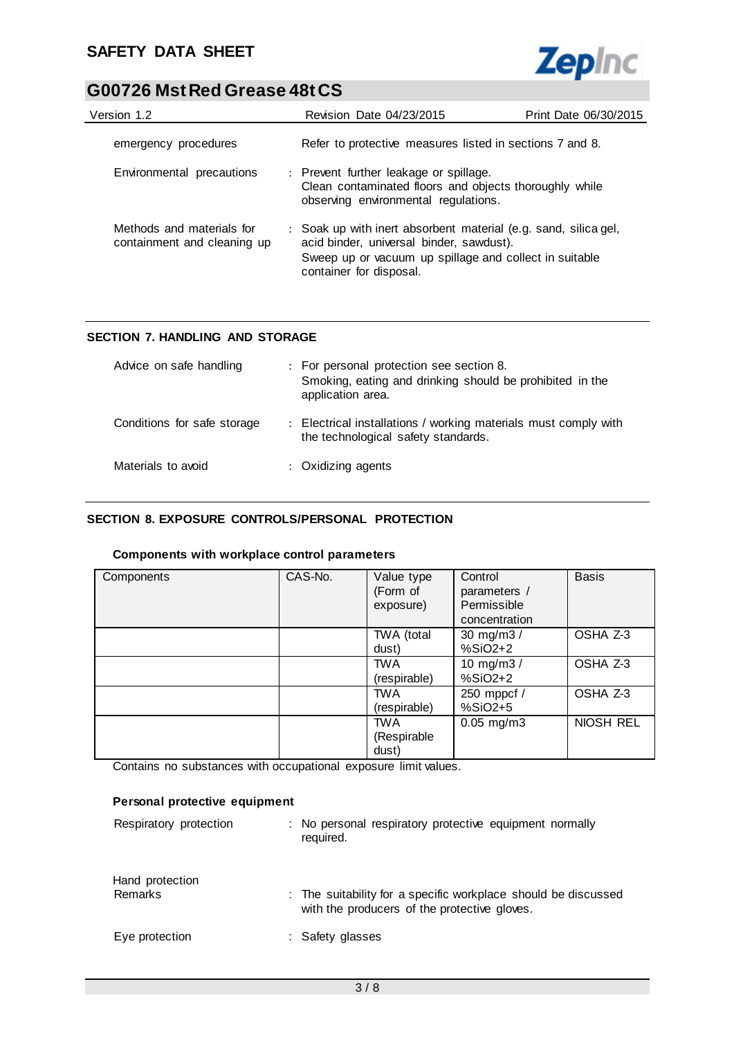| | |
|---|---|
| emergency procedures | Refer to protective measures listed in sections 7 and 8. |
| Environmental precautions | : Prevent further leakage or spillage. Clean contaminated floors and objects thoroughly while observing environmental regulations. |
| Methods and materials for containment and cleaning up | : Soak up with inert absorbent material (e.g. sand, silica gel, acid binder, universal binder, sawdust). Sweep up or vacuum up spillage and collect in suitable container for disposal. |

## SECTION 7. HANDLING AND STORAGE

| | |
|---|---|
| Advice on safe handling | : For personal protection see section 8. Smoking, eating and drinking should be prohibited in the application area. |
| Conditions for safe storage | : Electrical installations / working materials must comply with the technological safety standards. |
| Materials to avoid | : Oxidizing agents |

## SECTION 8. EXPOSURE CONTROLS/PERSONAL PROTECTION

### Components with workplace control parameters

| Components | CAS-No. | Value type (Form of exposure) | Control parameters / Permissible concentration | Basis |
|---|---|---|---|---|
| | | TWA (total dust) | 30 mg/m3 / %SiO2+2 | OSHA Z-3 |
| | | TWA (respirable) | 10 mg/m3 / %SiO2+2 | OSHA Z-3 |
| | | TWA (respirable) | 250 mppcf / %SiO2+5 | OSHA Z-3 |
| | | TWA (Respirable dust) | 0.05 mg/m3 | NIOSH REL |

Contains no substances with occupational exposure limit values.

### Personal protective equipment

| | |
|---|---|
| Respiratory protection | : No personal respiratory protective equipment normally required. |
| Hand protection | |
| Remarks | : The suitability for a specific workplace should be discussed with the producers of the protective gloves. |
| Eye protection | : Safety glasses |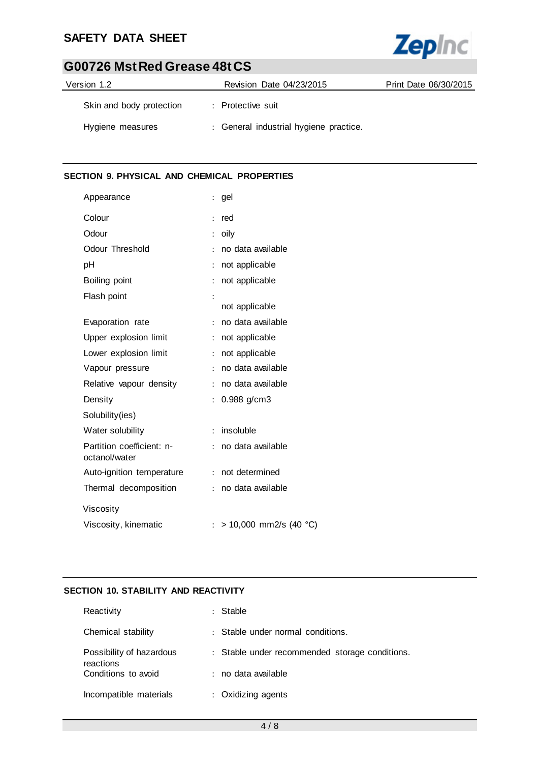| | | |
|---|---|---|
| Skin and body protection | : | Protective suit |
| Hygiene measures | : | General industrial hygiene practice. |

## SECTION 9. PHYSICAL AND CHEMICAL PROPERTIES

| | | |
|---|---|---|
| Appearance | : | gel |
| Colour | : | red |
| Odour | : | oily |
| Odour Threshold | : | no data available |
| pH | : | not applicable |
| Boiling point | : | not applicable |
| Flash point | : | not applicable |
| Evaporation rate | : | no data available |
| Upper explosion limit | : | not applicable |
| Lower explosion limit | : | not applicable |
| Vapour pressure | : | no data available |
| Relative vapour density | : | no data available |
| Density | : | 0.988 g/cm3 |
| Solubility(ies) | | |
| Water solubility | : | insoluble |
| Partition coefficient: n-octanol/water | : | no data available |
| Auto-ignition temperature | : | not determined |
| Thermal decomposition | : | no data available |
| Viscosity | | |
| Viscosity, kinematic | : | > 10,000 mm2/s (40 °C) |

## SECTION 10. STABILITY AND REACTIVITY

| | | |
|---|---|---|
| Reactivity | : | Stable |
| Chemical stability | : | Stable under normal conditions. |
| Possibility of hazardous reactions | : | Stable under recommended storage conditions. |
| Conditions to avoid | : | no data available |
| Incompatible materials | : | Oxidizing agents |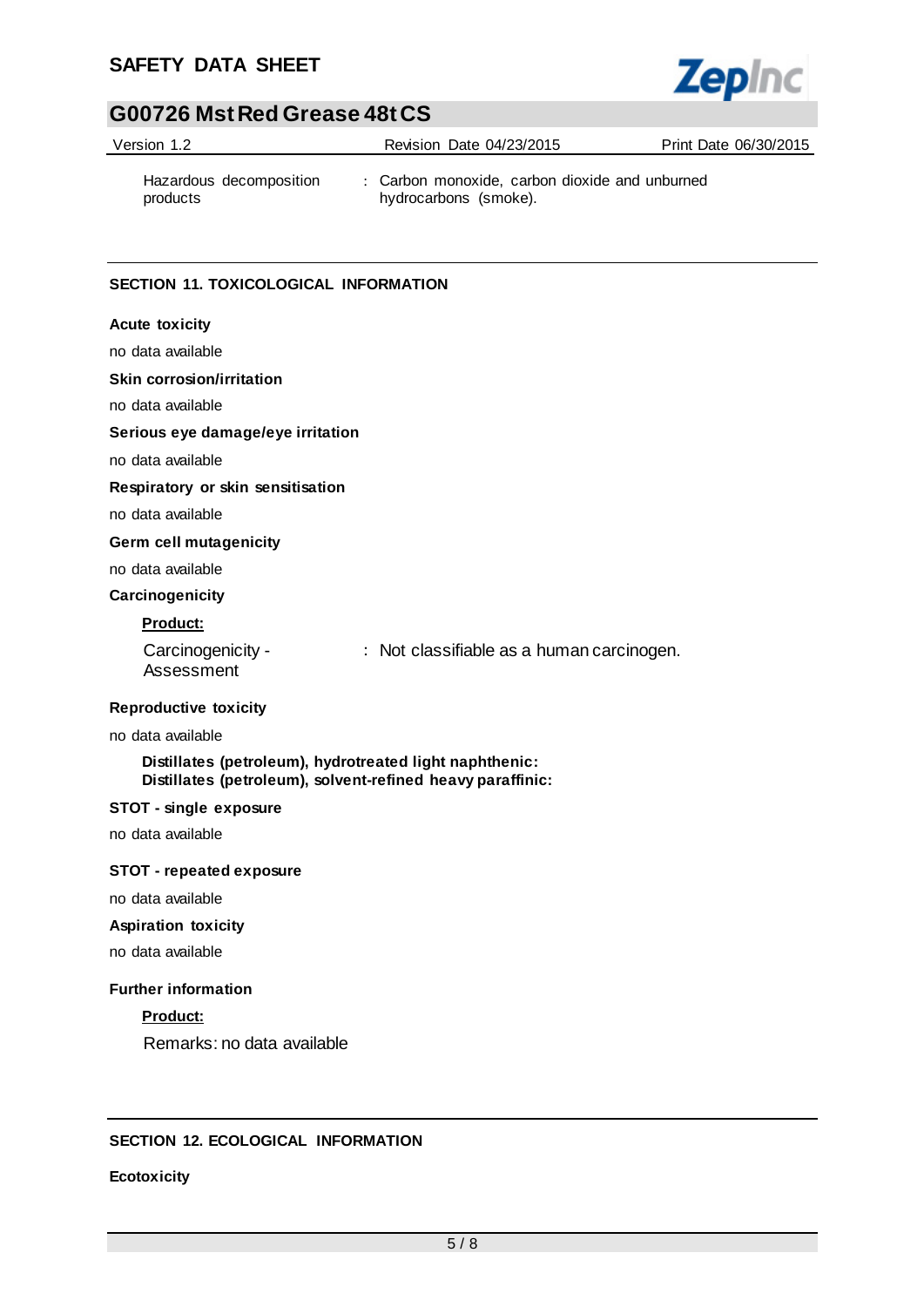| | |
|---|---|
| Hazardous decomposition products | : Carbon monoxide, carbon dioxide and unburned hydrocarbons (smoke). |

## SECTION 11. TOXICOLOGICAL INFORMATION

**Acute toxicity**

no data available

**Skin corrosion/irritation**

no data available

**Serious eye damage/eye irritation**

no data available

**Respiratory or skin sensitisation**

no data available

**Germ cell mutagenicity**

no data available

**Carcinogenicity**

**Product:**

| | |
|---|---|
| Carcinogenicity - Assessment | : Not classifiable as a human carcinogen. |

**Reproductive toxicity**

no data available

**Distillates (petroleum), hydrotreated light naphthenic:**
**Distillates (petroleum), solvent-refined heavy paraffinic:**

**STOT - single exposure**

no data available

**STOT - repeated exposure**

no data available

**Aspiration toxicity**

no data available

**Further information**

**Product:**

Remarks: no data available

## SECTION 12. ECOLOGICAL INFORMATION

**Ecotoxicity**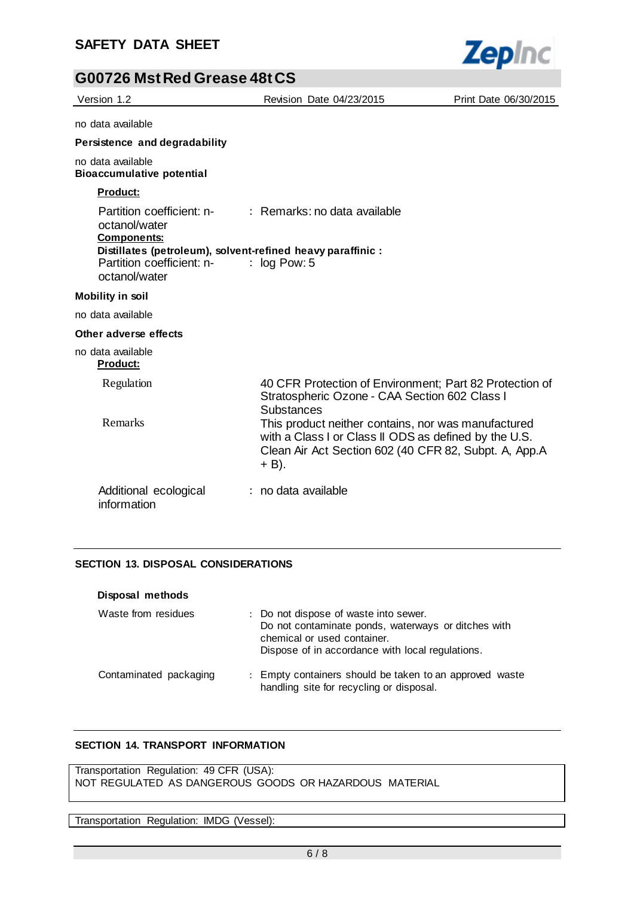no data available

**Persistence and degradability**

no data available

**Bioaccumulative potential**

**Product:**

| | |
|---|---|
| Partition coefficient: n-octanol/water | : Remarks: no data available |

**Components:**

**Distillates (petroleum), solvent-refined heavy paraffinic :**

| | |
|---|---|
| Partition coefficient: n-octanol/water | : log Pow: 5 |

**Mobility in soil**

no data available

**Other adverse effects**

no data available

**Product:**

| | |
|---|---|
| Regulation | 40 CFR Protection of Environment; Part 82 Protection of Stratospheric Ozone - CAA Section 602 Class I Substances |
| Remarks | This product neither contains, nor was manufactured with a Class I or Class II ODS as defined by the U.S. Clean Air Act Section 602 (40 CFR 82, Subpt. A, App.A + B). |
| Additional ecological information | : no data available |

## SECTION 13. DISPOSAL CONSIDERATIONS

**Disposal methods**

| | |
|---|---|
| Waste from residues | : Do not dispose of waste into sewer. Do not contaminate ponds, waterways or ditches with chemical or used container. Dispose of in accordance with local regulations. |
| Contaminated packaging | : Empty containers should be taken to an approved waste handling site for recycling or disposal. |

## SECTION 14. TRANSPORT INFORMATION

Transportation Regulation: 49 CFR (USA):
NOT REGULATED AS DANGEROUS GOODS OR HAZARDOUS MATERIAL

Transportation Regulation: IMDG (Vessel):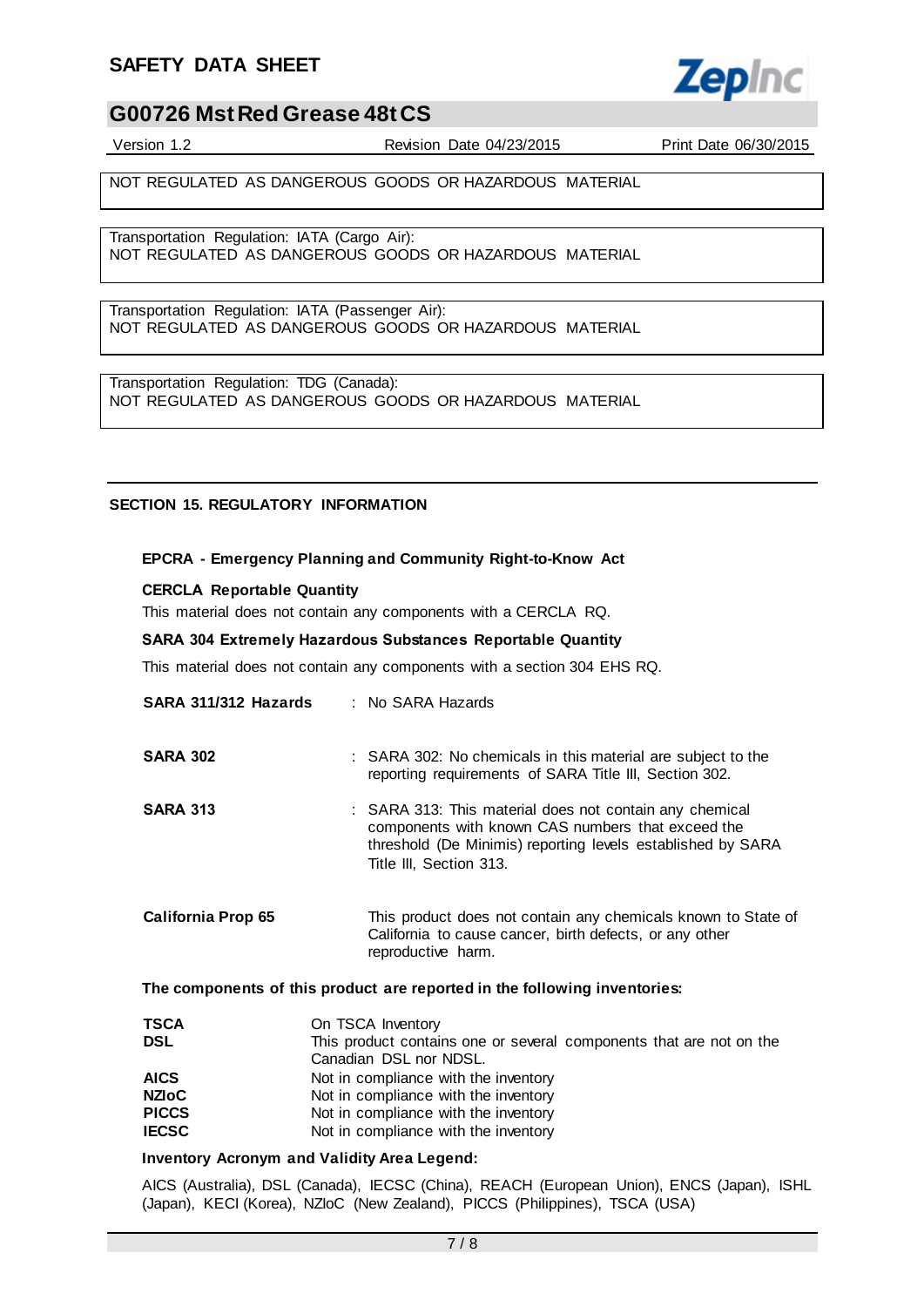NOT REGULATED AS DANGEROUS GOODS OR HAZARDOUS MATERIAL

Transportation Regulation: IATA (Cargo Air):
NOT REGULATED AS DANGEROUS GOODS OR HAZARDOUS MATERIAL

Transportation Regulation: IATA (Passenger Air):
NOT REGULATED AS DANGEROUS GOODS OR HAZARDOUS MATERIAL

Transportation Regulation: TDG (Canada):
NOT REGULATED AS DANGEROUS GOODS OR HAZARDOUS MATERIAL

## SECTION 15. REGULATORY INFORMATION

**EPCRA - Emergency Planning and Community Right-to-Know Act**

**CERCLA Reportable Quantity**

This material does not contain any components with a CERCLA RQ.

**SARA 304 Extremely Hazardous Substances Reportable Quantity**

This material does not contain any components with a section 304 EHS RQ.

**SARA 311/312 Hazards** : No SARA Hazards

**SARA 302** : SARA 302: No chemicals in this material are subject to the reporting requirements of SARA Title III, Section 302.

**SARA 313** : SARA 313: This material does not contain any chemical components with known CAS numbers that exceed the threshold (De Minimis) reporting levels established by SARA Title III, Section 313.

**California Prop 65** This product does not contain any chemicals known to State of California to cause cancer, birth defects, or any other reproductive harm.

**The components of this product are reported in the following inventories:**

| | |
|---|---|
| **TSCA** | On TSCA Inventory |
| **DSL** | This product contains one or several components that are not on the Canadian DSL nor NDSL. |
| **AICS** | Not in compliance with the inventory |
| **NZIoC** | Not in compliance with the inventory |
| **PICCS** | Not in compliance with the inventory |
| **IECSC** | Not in compliance with the inventory |

**Inventory Acronym and Validity Area Legend:**

AICS (Australia), DSL (Canada), IECSC (China), REACH (European Union), ENCS (Japan), ISHL (Japan), KECI (Korea), NZIoC (New Zealand), PICCS (Philippines), TSCA (USA)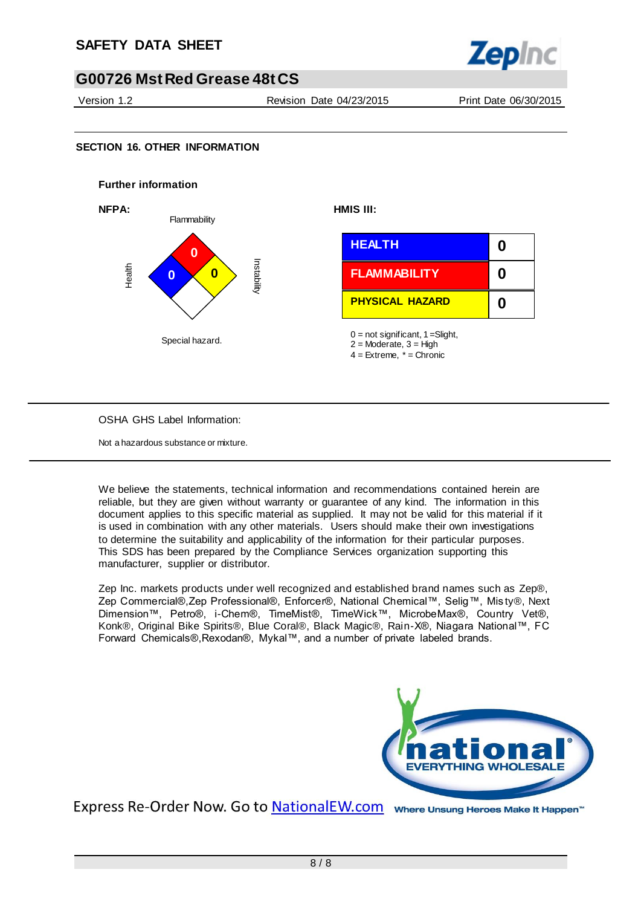## SECTION 16. OTHER INFORMATION

### Further information

**NFPA:**

Flammability

Health

Instability

0

0

0

Special hazard.

**HMIS III:**

| | |
|---|---|
| HEALTH | 0 |
| FLAMMABILITY | 0 |
| PHYSICAL HAZARD | 0 |

0 = not significant, 1 =Slight,
2 = Moderate, 3 = High
4 = Extreme, * = Chronic

OSHA GHS Label Information:

Not a hazardous substance or mixture.

We believe the statements, technical information and recommendations contained herein are reliable, but they are given without warranty or guarantee of any kind. The information in this document applies to this specific material as supplied. It may not be valid for this material if it is used in combination with any other materials. Users should make their own investigations to determine the suitability and applicability of the information for their particular purposes. This SDS has been prepared by the Compliance Services organization supporting this manufacturer, supplier or distributor.

Zep Inc. markets products under well recognized and established brand names such as Zep®, Zep Commercial®,Zep Professional®, Enforcer®, National Chemical™, Selig™, Misty®, Next Dimension™, Petro®, i-Chem®, TimeMist®, TimeWick™, MicrobeMax®, Country Vet®, Konk®, Original Bike Spirits®, Blue Coral®, Black Magic®, Rain-X®, Niagara National™, FC Forward Chemicals®,Rexodan®, Mykal™, and a number of private labeled brands.

national® EVERYTHING WHOLESALE

Express Re-Order Now. Go to NationalEW.com Where Unsung Heroes Make It Happen™